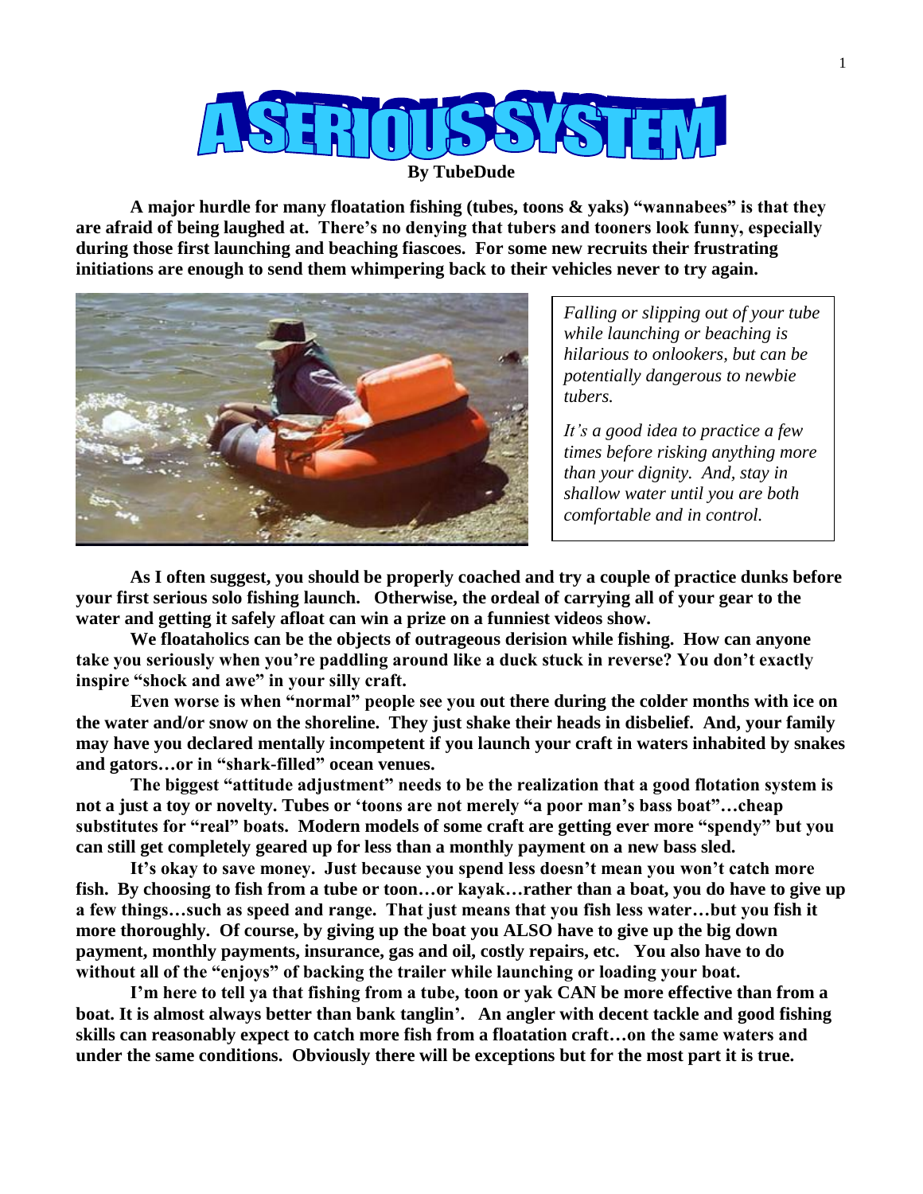# A SERIOUS SYSTEM

**By TubeDude**

**A major hurdle for many floatation fishing (tubes, toons & yaks) "wannabees" is that they are afraid of being laughed at. There's no denying that tubers and tooners look funny, especially during those first launching and beaching fiascoes. For some new recruits their frustrating initiations are enough to send them whimpering back to their vehicles never to try again.**

*Falling or slipping out of your tube while launching or beaching is hilarious to onlookers, but can be potentially dangerous to newbie tubers.*

*It's a good idea to practice a few times before risking anything more than your dignity. And, stay in shallow water until you are both comfortable and in control.*

**As I often suggest, you should be properly coached and try a couple of practice dunks before your first serious solo fishing launch. Otherwise, the ordeal of carrying all of your gear to the water and getting it safely afloat can win a prize on a funniest videos show.**

**We floataholics can be the objects of outrageous derision while fishing. How can anyone take you seriously when you're paddling around like a duck stuck in reverse? You don't exactly inspire "shock and awe" in your silly craft.**

**Even worse is when "normal" people see you out there during the colder months with ice on the water and/or snow on the shoreline. They just shake their heads in disbelief. And, your family may have you declared mentally incompetent if you launch your craft in waters inhabited by snakes and gators…or in "shark-filled" ocean venues.**

**The biggest "attitude adjustment" needs to be the realization that a good flotation system is not a just a toy or novelty. Tubes or 'toons are not merely "a poor man's bass boat"…cheap substitutes for "real" boats. Modern models of some craft are getting ever more "spendy" but you can still get completely geared up for less than a monthly payment on a new bass sled.**

**It's okay to save money. Just because you spend less doesn't mean you won't catch more fish. By choosing to fish from a tube or toon…or kayak…rather than a boat, you do have to give up a few things…such as speed and range. That just means that you fish less water…but you fish it more thoroughly. Of course, by giving up the boat you ALSO have to give up the big down payment, monthly payments, insurance, gas and oil, costly repairs, etc. You also have to do without all of the "enjoys" of backing the trailer while launching or loading your boat.**

**I'm here to tell ya that fishing from a tube, toon or yak CAN be more effective than from a boat. It is almost always better than bank tanglin'. An angler with decent tackle and good fishing skills can reasonably expect to catch more fish from a floatation craft…on the same waters and under the same conditions. Obviously there will be exceptions but for the most part it is true.**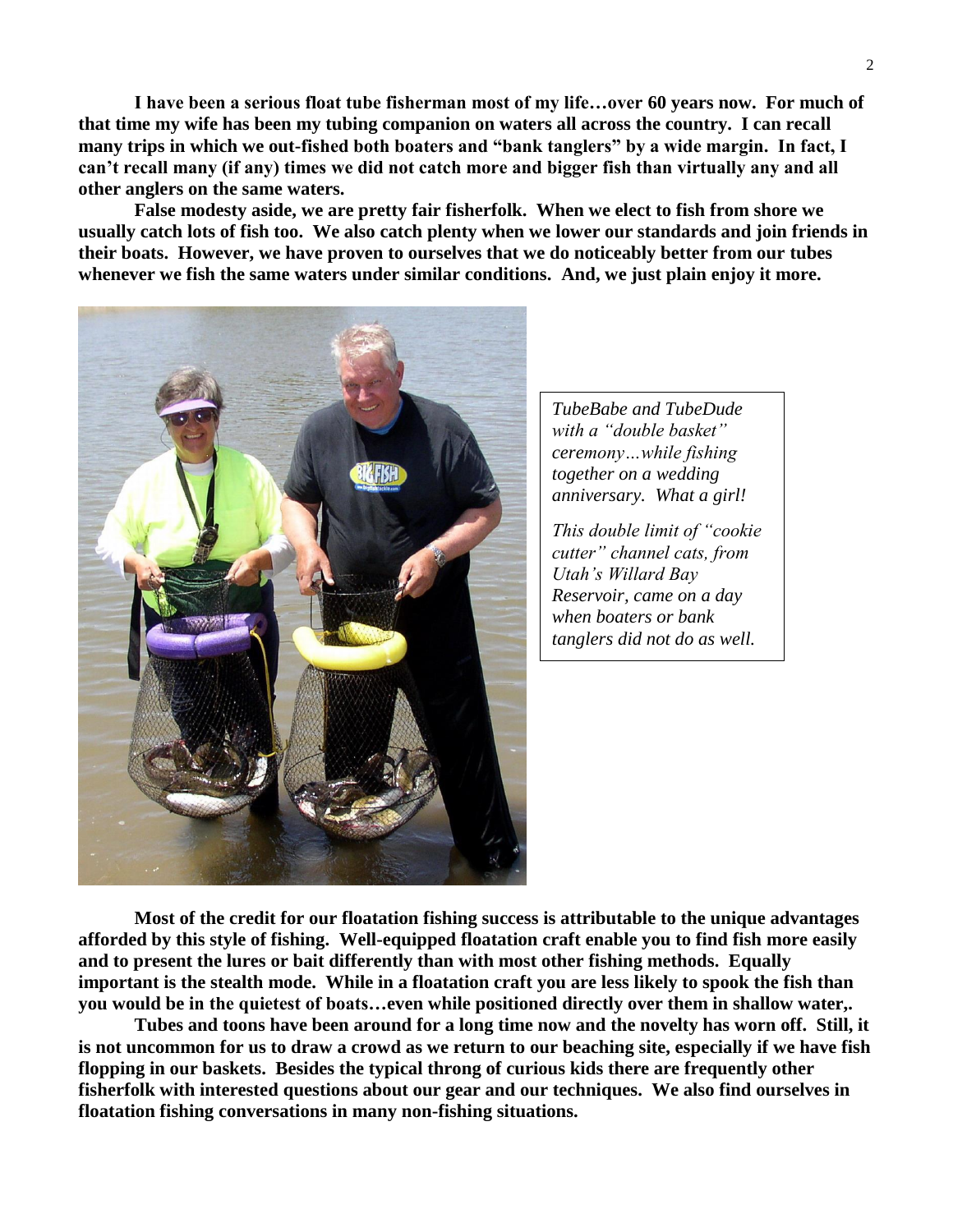**I have been a serious float tube fisherman most of my life…over 60 years now. For much of that time my wife has been my tubing companion on waters all across the country. I can recall many trips in which we out-fished both boaters and "bank tanglers" by a wide margin. In fact, I can't recall many (if any) times we did not catch more and bigger fish than virtually any and all other anglers on the same waters.**

**False modesty aside, we are pretty fair fisherfolk. When we elect to fish from shore we usually catch lots of fish too. We also catch plenty when we lower our standards and join friends in their boats. However, we have proven to ourselves that we do noticeably better from our tubes whenever we fish the same waters under similar conditions. And, we just plain enjoy it more.**

*TubeBabe and TubeDude with a "double basket" ceremony…while fishing together on a wedding anniversary. What a girl!*

*This double limit of "cookie cutter" channel cats, from Utah's Willard Bay Reservoir, came on a day when boaters or bank tanglers did not do as well.*

**Most of the credit for our floatation fishing success is attributable to the unique advantages afforded by this style of fishing. Well-equipped floatation craft enable you to find fish more easily and to present the lures or bait differently than with most other fishing methods. Equally important is the stealth mode. While in a floatation craft you are less likely to spook the fish than you would be in the quietest of boats…even while positioned directly over them in shallow water,.**

**Tubes and toons have been around for a long time now and the novelty has worn off. Still, it is not uncommon for us to draw a crowd as we return to our beaching site, especially if we have fish flopping in our baskets. Besides the typical throng of curious kids there are frequently other fisherfolk with interested questions about our gear and our techniques. We also find ourselves in floatation fishing conversations in many non-fishing situations.**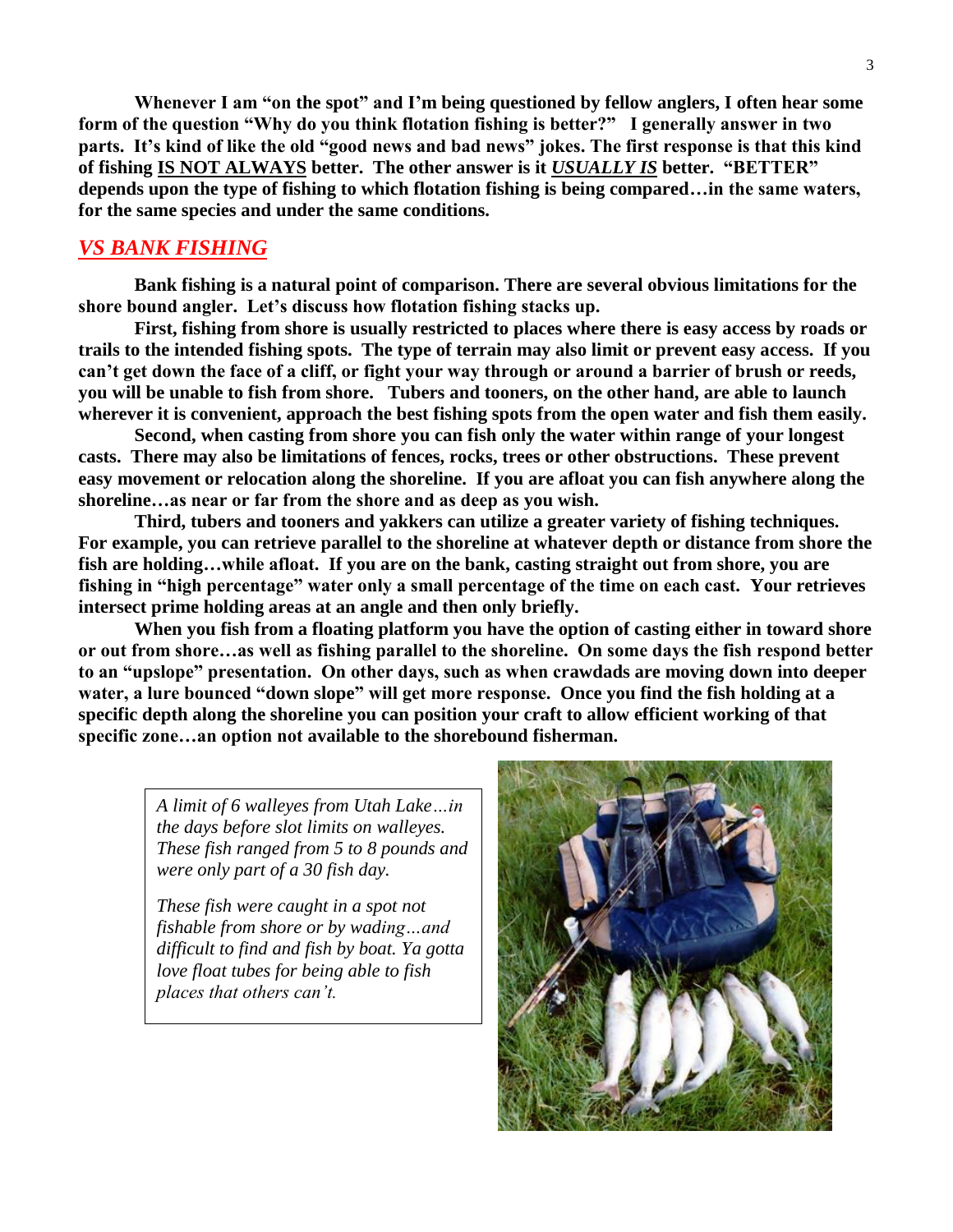**Whenever I am "on the spot" and I'm being questioned by fellow anglers, I often hear some form of the question "Why do you think flotation fishing is better?" I generally answer in two parts. It's kind of like the old "good news and bad news" jokes. The first response is that this kind of fishing IS NOT ALWAYS better. The other answer is it *USUALLY IS* better. "BETTER" depends upon the type of fishing to which flotation fishing is being compared…in the same waters, for the same species and under the same conditions.**

## *VS BANK FISHING*

**Bank fishing is a natural point of comparison. There are several obvious limitations for the shore bound angler. Let's discuss how flotation fishing stacks up.**

**First, fishing from shore is usually restricted to places where there is easy access by roads or trails to the intended fishing spots. The type of terrain may also limit or prevent easy access. If you can't get down the face of a cliff, or fight your way through or around a barrier of brush or reeds, you will be unable to fish from shore. Tubers and tooners, on the other hand, are able to launch wherever it is convenient, approach the best fishing spots from the open water and fish them easily.**

**Second, when casting from shore you can fish only the water within range of your longest casts. There may also be limitations of fences, rocks, trees or other obstructions. These prevent easy movement or relocation along the shoreline. If you are afloat you can fish anywhere along the shoreline…as near or far from the shore and as deep as you wish.**

**Third, tubers and tooners and yakkers can utilize a greater variety of fishing techniques. For example, you can retrieve parallel to the shoreline at whatever depth or distance from shore the fish are holding…while afloat. If you are on the bank, casting straight out from shore, you are fishing in "high percentage" water only a small percentage of the time on each cast. Your retrieves intersect prime holding areas at an angle and then only briefly.**

**When you fish from a floating platform you have the option of casting either in toward shore or out from shore…as well as fishing parallel to the shoreline. On some days the fish respond better to an "upslope" presentation. On other days, such as when crawdads are moving down into deeper water, a lure bounced "down slope" will get more response. Once you find the fish holding at a specific depth along the shoreline you can position your craft to allow efficient working of that specific zone…an option not available to the shorebound fisherman.**

*A limit of 6 walleyes from Utah Lake…in the days before slot limits on walleyes. These fish ranged from 5 to 8 pounds and were only part of a 30 fish day.*

*These fish were caught in a spot not fishable from shore or by wading…and difficult to find and fish by boat. Ya gotta love float tubes for being able to fish places that others can't.*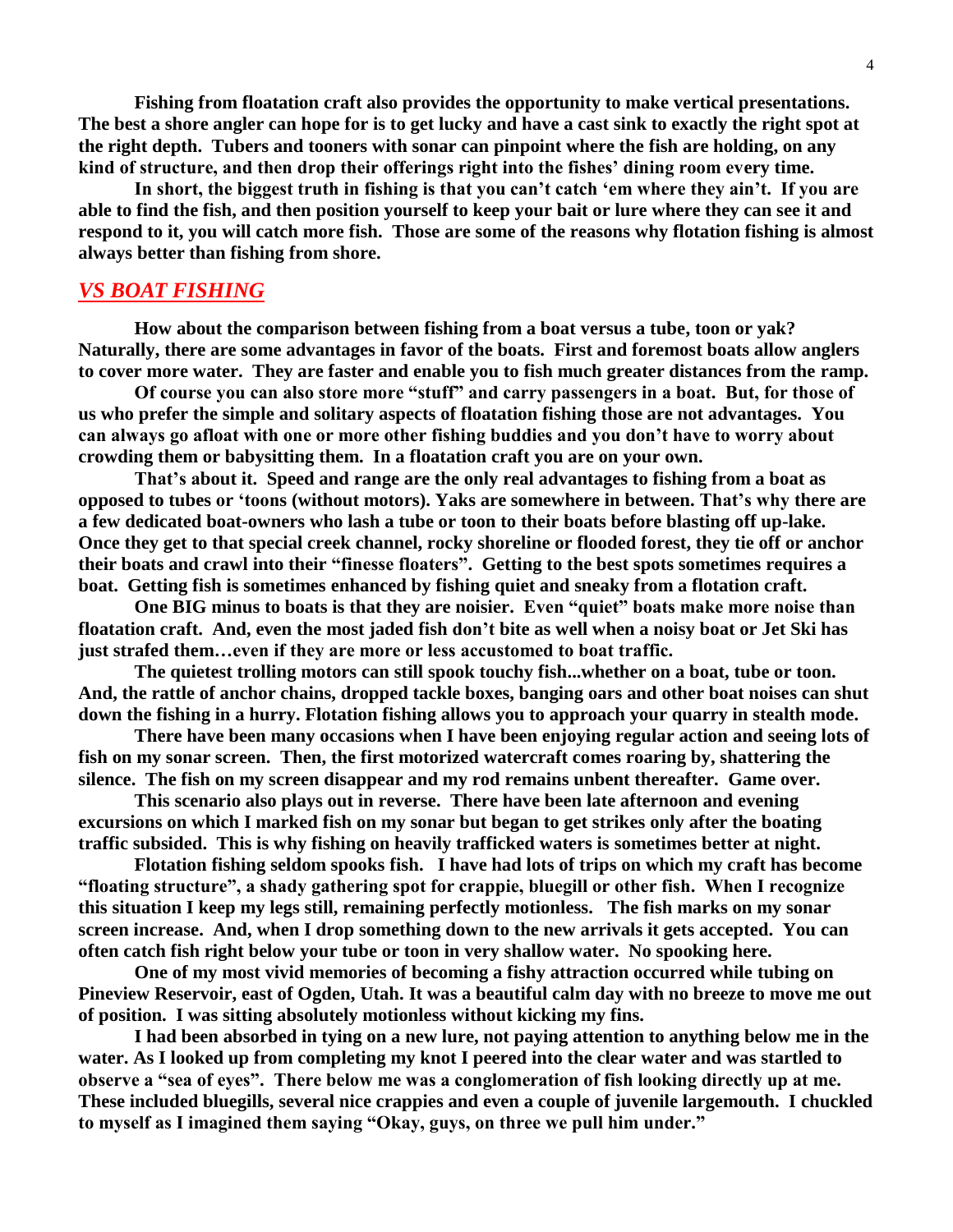**Fishing from floatation craft also provides the opportunity to make vertical presentations. The best a shore angler can hope for is to get lucky and have a cast sink to exactly the right spot at the right depth. Tubers and tooners with sonar can pinpoint where the fish are holding, on any kind of structure, and then drop their offerings right into the fishes' dining room every time.**

**In short, the biggest truth in fishing is that you can't catch 'em where they ain't. If you are able to find the fish, and then position yourself to keep your bait or lure where they can see it and respond to it, you will catch more fish. Those are some of the reasons why flotation fishing is almost always better than fishing from shore.**

## *VS BOAT FISHING*

**How about the comparison between fishing from a boat versus a tube, toon or yak? Naturally, there are some advantages in favor of the boats. First and foremost boats allow anglers to cover more water. They are faster and enable you to fish much greater distances from the ramp.**

**Of course you can also store more "stuff" and carry passengers in a boat. But, for those of us who prefer the simple and solitary aspects of floatation fishing those are not advantages. You can always go afloat with one or more other fishing buddies and you don't have to worry about crowding them or babysitting them. In a floatation craft you are on your own.**

**That's about it. Speed and range are the only real advantages to fishing from a boat as opposed to tubes or 'toons (without motors). Yaks are somewhere in between. That's why there are a few dedicated boat-owners who lash a tube or toon to their boats before blasting off up-lake. Once they get to that special creek channel, rocky shoreline or flooded forest, they tie off or anchor their boats and crawl into their "finesse floaters". Getting to the best spots sometimes requires a boat. Getting fish is sometimes enhanced by fishing quiet and sneaky from a flotation craft.**

**One BIG minus to boats is that they are noisier. Even "quiet" boats make more noise than floatation craft. And, even the most jaded fish don't bite as well when a noisy boat or Jet Ski has just strafed them…even if they are more or less accustomed to boat traffic.**

**The quietest trolling motors can still spook touchy fish...whether on a boat, tube or toon. And, the rattle of anchor chains, dropped tackle boxes, banging oars and other boat noises can shut down the fishing in a hurry. Flotation fishing allows you to approach your quarry in stealth mode.**

**There have been many occasions when I have been enjoying regular action and seeing lots of fish on my sonar screen. Then, the first motorized watercraft comes roaring by, shattering the silence. The fish on my screen disappear and my rod remains unbent thereafter. Game over.**

**This scenario also plays out in reverse. There have been late afternoon and evening excursions on which I marked fish on my sonar but began to get strikes only after the boating traffic subsided. This is why fishing on heavily trafficked waters is sometimes better at night.**

**Flotation fishing seldom spooks fish. I have had lots of trips on which my craft has become "floating structure", a shady gathering spot for crappie, bluegill or other fish. When I recognize this situation I keep my legs still, remaining perfectly motionless. The fish marks on my sonar screen increase. And, when I drop something down to the new arrivals it gets accepted. You can often catch fish right below your tube or toon in very shallow water. No spooking here.**

**One of my most vivid memories of becoming a fishy attraction occurred while tubing on Pineview Reservoir, east of Ogden, Utah. It was a beautiful calm day with no breeze to move me out of position. I was sitting absolutely motionless without kicking my fins.**

**I had been absorbed in tying on a new lure, not paying attention to anything below me in the water. As I looked up from completing my knot I peered into the clear water and was startled to observe a "sea of eyes". There below me was a conglomeration of fish looking directly up at me. These included bluegills, several nice crappies and even a couple of juvenile largemouth. I chuckled to myself as I imagined them saying "Okay, guys, on three we pull him under."**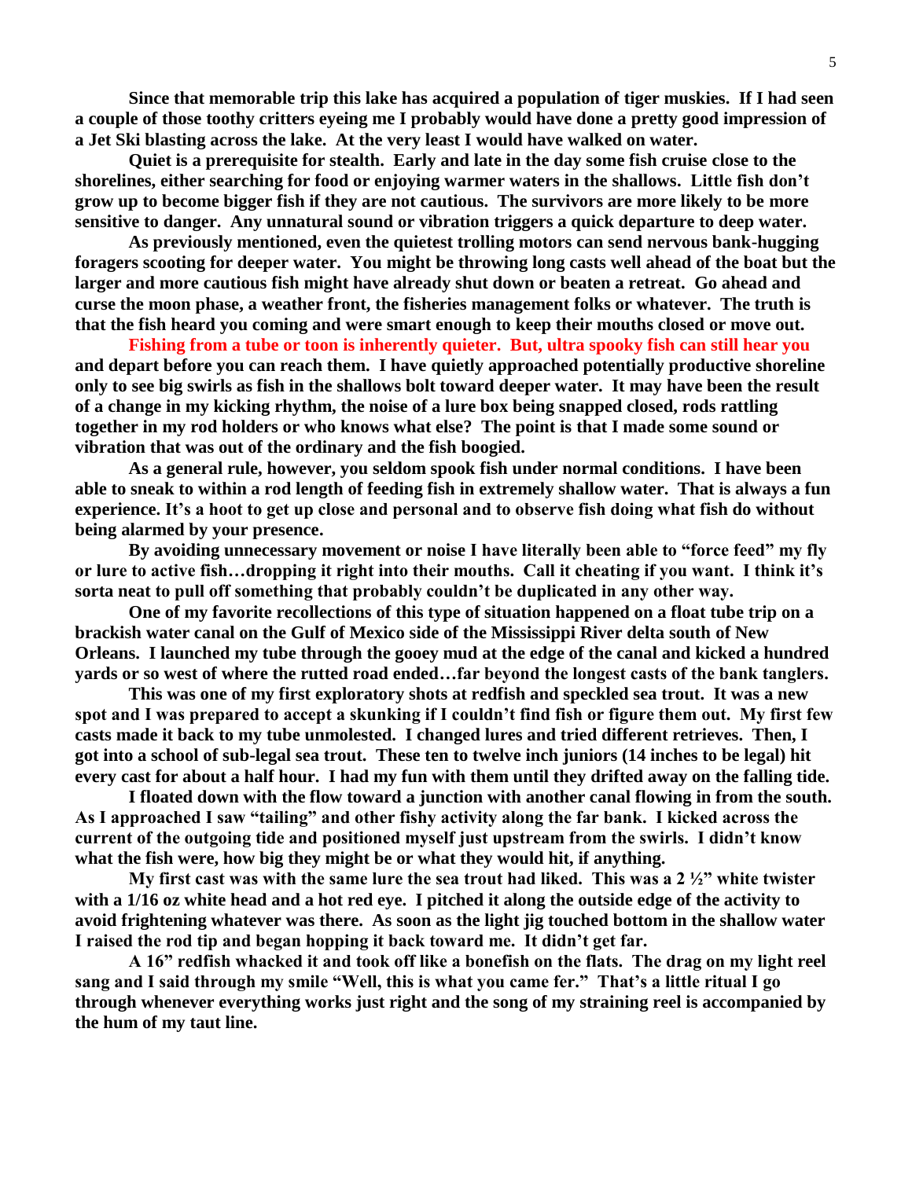**Since that memorable trip this lake has acquired a population of tiger muskies. If I had seen a couple of those toothy critters eyeing me I probably would have done a pretty good impression of a Jet Ski blasting across the lake. At the very least I would have walked on water.**

**Quiet is a prerequisite for stealth. Early and late in the day some fish cruise close to the shorelines, either searching for food or enjoying warmer waters in the shallows. Little fish don't grow up to become bigger fish if they are not cautious. The survivors are more likely to be more sensitive to danger. Any unnatural sound or vibration triggers a quick departure to deep water.**

**As previously mentioned, even the quietest trolling motors can send nervous bank-hugging foragers scooting for deeper water. You might be throwing long casts well ahead of the boat but the larger and more cautious fish might have already shut down or beaten a retreat. Go ahead and curse the moon phase, a weather front, the fisheries management folks or whatever. The truth is that the fish heard you coming and were smart enough to keep their mouths closed or move out.**

**Fishing from a tube or toon is inherently quieter. But, ultra spooky fish can still hear you and depart before you can reach them. I have quietly approached potentially productive shoreline only to see big swirls as fish in the shallows bolt toward deeper water. It may have been the result of a change in my kicking rhythm, the noise of a lure box being snapped closed, rods rattling together in my rod holders or who knows what else? The point is that I made some sound or vibration that was out of the ordinary and the fish boogied.**

**As a general rule, however, you seldom spook fish under normal conditions. I have been able to sneak to within a rod length of feeding fish in extremely shallow water. That is always a fun experience. It's a hoot to get up close and personal and to observe fish doing what fish do without being alarmed by your presence.**

**By avoiding unnecessary movement or noise I have literally been able to "force feed" my fly or lure to active fish…dropping it right into their mouths. Call it cheating if you want. I think it's sorta neat to pull off something that probably couldn't be duplicated in any other way.**

**One of my favorite recollections of this type of situation happened on a float tube trip on a brackish water canal on the Gulf of Mexico side of the Mississippi River delta south of New Orleans. I launched my tube through the gooey mud at the edge of the canal and kicked a hundred yards or so west of where the rutted road ended…far beyond the longest casts of the bank tanglers.**

**This was one of my first exploratory shots at redfish and speckled sea trout. It was a new spot and I was prepared to accept a skunking if I couldn't find fish or figure them out. My first few casts made it back to my tube unmolested. I changed lures and tried different retrieves. Then, I got into a school of sub-legal sea trout. These ten to twelve inch juniors (14 inches to be legal) hit every cast for about a half hour. I had my fun with them until they drifted away on the falling tide.**

**I floated down with the flow toward a junction with another canal flowing in from the south. As I approached I saw "tailing" and other fishy activity along the far bank. I kicked across the current of the outgoing tide and positioned myself just upstream from the swirls. I didn't know what the fish were, how big they might be or what they would hit, if anything.**

**My first cast was with the same lure the sea trout had liked. This was a 2 ½" white twister with a 1/16 oz white head and a hot red eye. I pitched it along the outside edge of the activity to avoid frightening whatever was there. As soon as the light jig touched bottom in the shallow water I raised the rod tip and began hopping it back toward me. It didn't get far.**

**A 16" redfish whacked it and took off like a bonefish on the flats. The drag on my light reel sang and I said through my smile "Well, this is what you came fer." That's a little ritual I go through whenever everything works just right and the song of my straining reel is accompanied by the hum of my taut line.**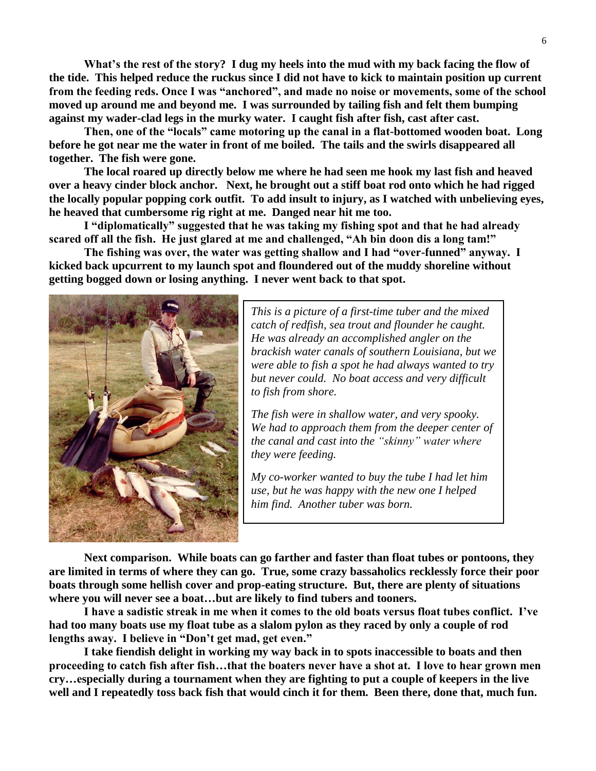**What's the rest of the story? I dug my heels into the mud with my back facing the flow of the tide. This helped reduce the ruckus since I did not have to kick to maintain position up current from the feeding reds. Once I was "anchored", and made no noise or movements, some of the school moved up around me and beyond me. I was surrounded by tailing fish and felt them bumping against my wader-clad legs in the murky water. I caught fish after fish, cast after cast.**

**Then, one of the "locals" came motoring up the canal in a flat-bottomed wooden boat. Long before he got near me the water in front of me boiled. The tails and the swirls disappeared all together. The fish were gone.**

**The local roared up directly below me where he had seen me hook my last fish and heaved over a heavy cinder block anchor. Next, he brought out a stiff boat rod onto which he had rigged the locally popular popping cork outfit. To add insult to injury, as I watched with unbelieving eyes, he heaved that cumbersome rig right at me. Danged near hit me too.**

**I "diplomatically" suggested that he was taking my fishing spot and that he had already scared off all the fish. He just glared at me and challenged, "Ah bin doon dis a long tam!"**

**The fishing was over, the water was getting shallow and I had "over-funned" anyway. I kicked back upcurrent to my launch spot and floundered out of the muddy shoreline without getting bogged down or losing anything. I never went back to that spot.**

*This is a picture of a first-time tuber and the mixed catch of redfish, sea trout and flounder he caught. He was already an accomplished angler on the brackish water canals of southern Louisiana, but we were able to fish a spot he had always wanted to try but never could. No boat access and very difficult to fish from shore.*

*The fish were in shallow water, and very spooky. We had to approach them from the deeper center of the canal and cast into the "skinny" water where they were feeding.*

*My co-worker wanted to buy the tube I had let him use, but he was happy with the new one I helped him find. Another tuber was born.*

**Next comparison. While boats can go farther and faster than float tubes or pontoons, they are limited in terms of where they can go. True, some crazy bassaholics recklessly force their poor boats through some hellish cover and prop-eating structure. But, there are plenty of situations where you will never see a boat…but are likely to find tubers and tooners.**

**I have a sadistic streak in me when it comes to the old boats versus float tubes conflict. I've had too many boats use my float tube as a slalom pylon as they raced by only a couple of rod lengths away. I believe in "Don't get mad, get even."**

**I take fiendish delight in working my way back in to spots inaccessible to boats and then proceeding to catch fish after fish…that the boaters never have a shot at. I love to hear grown men cry…especially during a tournament when they are fighting to put a couple of keepers in the live well and I repeatedly toss back fish that would cinch it for them. Been there, done that, much fun.**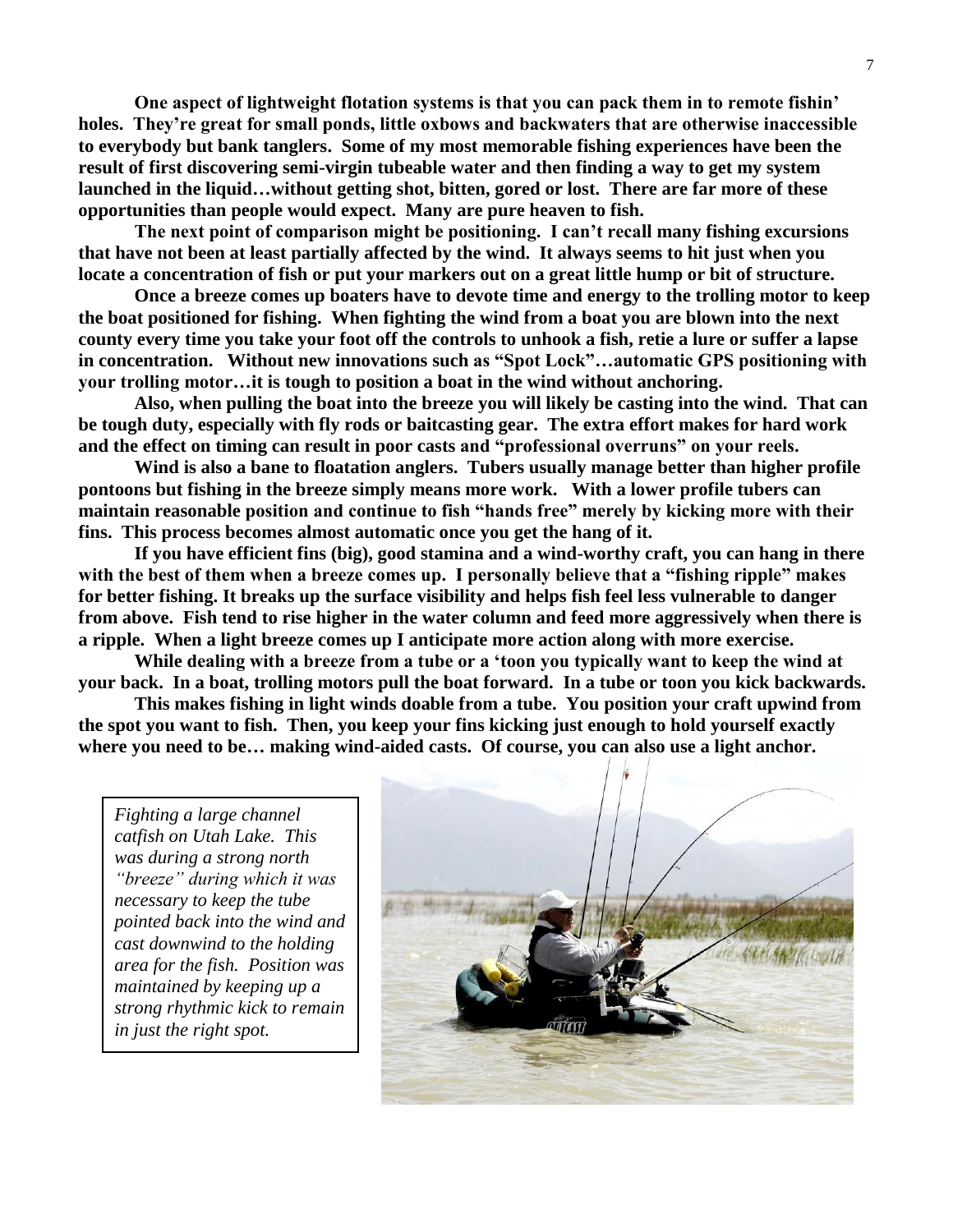**One aspect of lightweight flotation systems is that you can pack them in to remote fishin' holes. They're great for small ponds, little oxbows and backwaters that are otherwise inaccessible to everybody but bank tanglers. Some of my most memorable fishing experiences have been the result of first discovering semi-virgin tubeable water and then finding a way to get my system launched in the liquid…without getting shot, bitten, gored or lost. There are far more of these opportunities than people would expect. Many are pure heaven to fish.**

**The next point of comparison might be positioning. I can't recall many fishing excursions that have not been at least partially affected by the wind. It always seems to hit just when you locate a concentration of fish or put your markers out on a great little hump or bit of structure.**

**Once a breeze comes up boaters have to devote time and energy to the trolling motor to keep the boat positioned for fishing. When fighting the wind from a boat you are blown into the next county every time you take your foot off the controls to unhook a fish, retie a lure or suffer a lapse in concentration. Without new innovations such as "Spot Lock"…automatic GPS positioning with your trolling motor…it is tough to position a boat in the wind without anchoring.**

**Also, when pulling the boat into the breeze you will likely be casting into the wind. That can be tough duty, especially with fly rods or baitcasting gear. The extra effort makes for hard work and the effect on timing can result in poor casts and "professional overruns" on your reels.**

**Wind is also a bane to floatation anglers. Tubers usually manage better than higher profile pontoons but fishing in the breeze simply means more work. With a lower profile tubers can maintain reasonable position and continue to fish "hands free" merely by kicking more with their fins. This process becomes almost automatic once you get the hang of it.**

**If you have efficient fins (big), good stamina and a wind-worthy craft, you can hang in there with the best of them when a breeze comes up. I personally believe that a "fishing ripple" makes for better fishing. It breaks up the surface visibility and helps fish feel less vulnerable to danger from above. Fish tend to rise higher in the water column and feed more aggressively when there is a ripple. When a light breeze comes up I anticipate more action along with more exercise.**

**While dealing with a breeze from a tube or a 'toon you typically want to keep the wind at your back. In a boat, trolling motors pull the boat forward. In a tube or toon you kick backwards.**

**This makes fishing in light winds doable from a tube. You position your craft upwind from the spot you want to fish. Then, you keep your fins kicking just enough to hold yourself exactly where you need to be… making wind-aided casts. Of course, you can also use a light anchor.**

*Fighting a large channel catfish on Utah Lake. This was during a strong north "breeze" during which it was necessary to keep the tube pointed back into the wind and cast downwind to the holding area for the fish. Position was maintained by keeping up a strong rhythmic kick to remain in just the right spot.*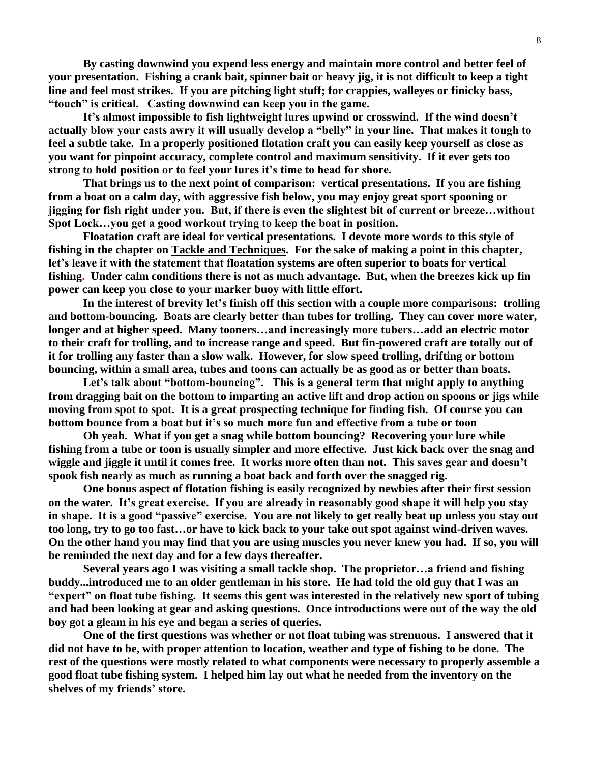**By casting downwind you expend less energy and maintain more control and better feel of your presentation. Fishing a crank bait, spinner bait or heavy jig, it is not difficult to keep a tight line and feel most strikes. If you are pitching light stuff; for crappies, walleyes or finicky bass, "touch" is critical. Casting downwind can keep you in the game.**

**It's almost impossible to fish lightweight lures upwind or crosswind. If the wind doesn't actually blow your casts awry it will usually develop a "belly" in your line. That makes it tough to feel a subtle take. In a properly positioned flotation craft you can easily keep yourself as close as you want for pinpoint accuracy, complete control and maximum sensitivity. If it ever gets too strong to hold position or to feel your lures it's time to head for shore.**

**That brings us to the next point of comparison: vertical presentations. If you are fishing from a boat on a calm day, with aggressive fish below, you may enjoy great sport spooning or jigging for fish right under you. But, if there is even the slightest bit of current or breeze…without Spot Lock…you get a good workout trying to keep the boat in position.**

**Floatation craft are ideal for vertical presentations. I devote more words to this style of fishing in the chapter on <u>Tackle and Techniques</u>. For the sake of making a point in this chapter, let's leave it with the statement that floatation systems are often superior to boats for vertical fishing. Under calm conditions there is not as much advantage. But, when the breezes kick up fin power can keep you close to your marker buoy with little effort.**

**In the interest of brevity let's finish off this section with a couple more comparisons: trolling and bottom-bouncing. Boats are clearly better than tubes for trolling. They can cover more water, longer and at higher speed. Many tooners…and increasingly more tubers…add an electric motor to their craft for trolling, and to increase range and speed. But fin-powered craft are totally out of it for trolling any faster than a slow walk. However, for slow speed trolling, drifting or bottom bouncing, within a small area, tubes and toons can actually be as good as or better than boats.**

**Let's talk about "bottom-bouncing". This is a general term that might apply to anything from dragging bait on the bottom to imparting an active lift and drop action on spoons or jigs while moving from spot to spot. It is a great prospecting technique for finding fish. Of course you can bottom bounce from a boat but it's so much more fun and effective from a tube or toon**

**Oh yeah. What if you get a snag while bottom bouncing? Recovering your lure while fishing from a tube or toon is usually simpler and more effective. Just kick back over the snag and wiggle and jiggle it until it comes free. It works more often than not. This saves gear and doesn't spook fish nearly as much as running a boat back and forth over the snagged rig.**

**One bonus aspect of flotation fishing is easily recognized by newbies after their first session on the water. It's great exercise. If you are already in reasonably good shape it will help you stay in shape. It is a good "passive" exercise. You are not likely to get really beat up unless you stay out too long, try to go too fast…or have to kick back to your take out spot against wind-driven waves. On the other hand you may find that you are using muscles you never knew you had. If so, you will be reminded the next day and for a few days thereafter.**

**Several years ago I was visiting a small tackle shop. The proprietor…a friend and fishing buddy...introduced me to an older gentleman in his store. He had told the old guy that I was an "expert" on float tube fishing. It seems this gent was interested in the relatively new sport of tubing and had been looking at gear and asking questions. Once introductions were out of the way the old boy got a gleam in his eye and began a series of queries.**

**One of the first questions was whether or not float tubing was strenuous. I answered that it did not have to be, with proper attention to location, weather and type of fishing to be done. The rest of the questions were mostly related to what components were necessary to properly assemble a good float tube fishing system. I helped him lay out what he needed from the inventory on the shelves of my friends' store.**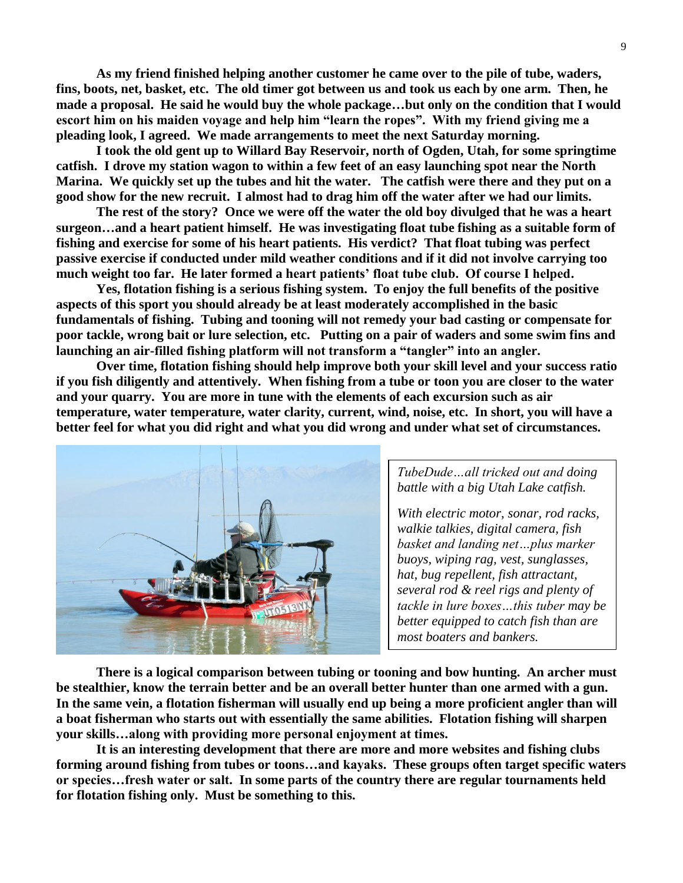**As my friend finished helping another customer he came over to the pile of tube, waders, fins, boots, net, basket, etc. The old timer got between us and took us each by one arm. Then, he made a proposal. He said he would buy the whole package…but only on the condition that I would escort him on his maiden voyage and help him "learn the ropes". With my friend giving me a pleading look, I agreed. We made arrangements to meet the next Saturday morning.**

**I took the old gent up to Willard Bay Reservoir, north of Ogden, Utah, for some springtime catfish. I drove my station wagon to within a few feet of an easy launching spot near the North Marina. We quickly set up the tubes and hit the water. The catfish were there and they put on a good show for the new recruit. I almost had to drag him off the water after we had our limits.**

**The rest of the story? Once we were off the water the old boy divulged that he was a heart surgeon…and a heart patient himself. He was investigating float tube fishing as a suitable form of fishing and exercise for some of his heart patients. His verdict? That float tubing was perfect passive exercise if conducted under mild weather conditions and if it did not involve carrying too much weight too far. He later formed a heart patients' float tube club. Of course I helped.**

**Yes, flotation fishing is a serious fishing system. To enjoy the full benefits of the positive aspects of this sport you should already be at least moderately accomplished in the basic fundamentals of fishing. Tubing and tooning will not remedy your bad casting or compensate for poor tackle, wrong bait or lure selection, etc. Putting on a pair of waders and some swim fins and launching an air-filled fishing platform will not transform a "tangler" into an angler.**

**Over time, flotation fishing should help improve both your skill level and your success ratio if you fish diligently and attentively. When fishing from a tube or toon you are closer to the water and your quarry. You are more in tune with the elements of each excursion such as air temperature, water temperature, water clarity, current, wind, noise, etc. In short, you will have a better feel for what you did right and what you did wrong and under what set of circumstances.**

*TubeDude…all tricked out and doing battle with a big Utah Lake catfish.*

*With electric motor, sonar, rod racks, walkie talkies, digital camera, fish basket and landing net…plus marker buoys, wiping rag, vest, sunglasses, hat, bug repellent, fish attractant, several rod & reel rigs and plenty of tackle in lure boxes…this tuber may be better equipped to catch fish than are most boaters and bankers.*

**There is a logical comparison between tubing or tooning and bow hunting. An archer must be stealthier, know the terrain better and be an overall better hunter than one armed with a gun. In the same vein, a flotation fisherman will usually end up being a more proficient angler than will a boat fisherman who starts out with essentially the same abilities. Flotation fishing will sharpen your skills…along with providing more personal enjoyment at times.**

**It is an interesting development that there are more and more websites and fishing clubs forming around fishing from tubes or toons…and kayaks. These groups often target specific waters or species…fresh water or salt. In some parts of the country there are regular tournaments held for flotation fishing only. Must be something to this.**